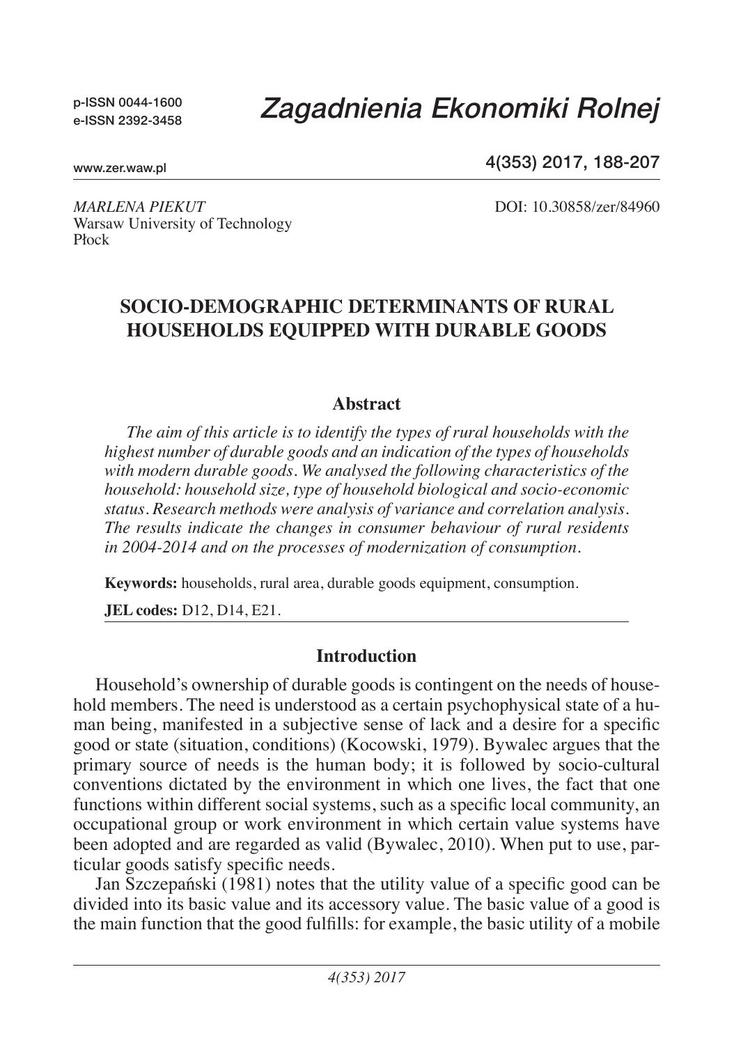p-ISSN 0044-1600
e-ISSN 2392-3458

# *Zagadnienia Ekonomiki Rolnej*

www.zer.waw.pl

4(353) 2017, 188-207

*MARLENA PIEKUT*
Warsaw University of Technology
Płock

DOI: 10.30858/zer/84960

## SOCIO-DEMOGRAPHIC DETERMINANTS OF RURAL HOUSEHOLDS EQUIPPED WITH DURABLE GOODS

### Abstract

*The aim of this article is to identify the types of rural households with the highest number of durable goods and an indication of the types of households with modern durable goods. We analysed the following characteristics of the household: household size, type of household biological and socio-economic status. Research methods were analysis of variance and correlation analysis. The results indicate the changes in consumer behaviour of rural residents in 2004-2014 and on the processes of modernization of consumption.*

**Keywords:** households, rural area, durable goods equipment, consumption.

**JEL codes:** D12, D14, E21.

### Introduction

Household's ownership of durable goods is contingent on the needs of household members. The need is understood as a certain psychophysical state of a human being, manifested in a subjective sense of lack and a desire for a specific good or state (situation, conditions) (Kocowski, 1979). Bywalec argues that the primary source of needs is the human body; it is followed by socio-cultural conventions dictated by the environment in which one lives, the fact that one functions within different social systems, such as a specific local community, an occupational group or work environment in which certain value systems have been adopted and are regarded as valid (Bywalec, 2010). When put to use, particular goods satisfy specific needs.

Jan Szczepański (1981) notes that the utility value of a specific good can be divided into its basic value and its accessory value. The basic value of a good is the main function that the good fulfills: for example, the basic utility of a mobile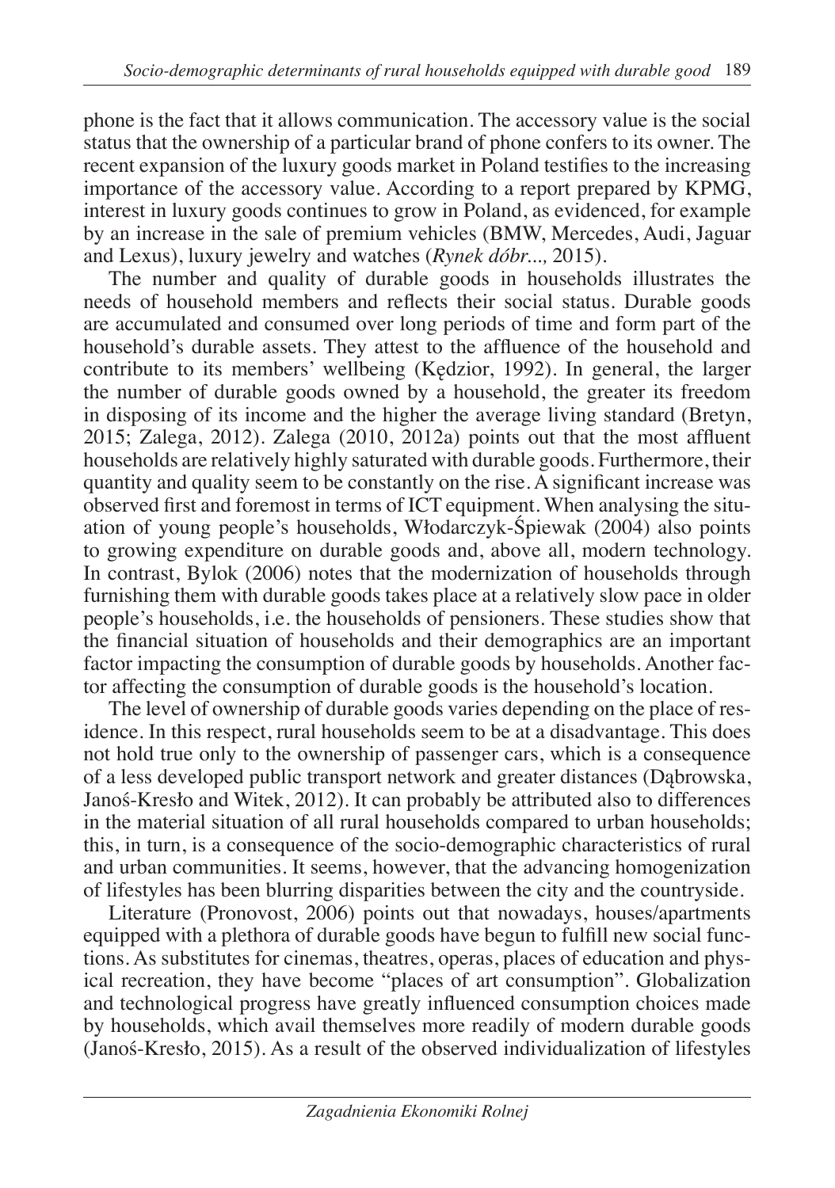phone is the fact that it allows communication. The accessory value is the social status that the ownership of a particular brand of phone confers to its owner. The recent expansion of the luxury goods market in Poland testifies to the increasing importance of the accessory value. According to a report prepared by KPMG, interest in luxury goods continues to grow in Poland, as evidenced, for example by an increase in the sale of premium vehicles (BMW, Mercedes, Audi, Jaguar and Lexus), luxury jewelry and watches (*Rynek dóbr...,* 2015).

The number and quality of durable goods in households illustrates the needs of household members and reflects their social status. Durable goods are accumulated and consumed over long periods of time and form part of the household's durable assets. They attest to the affluence of the household and contribute to its members' wellbeing (Kędzior, 1992). In general, the larger the number of durable goods owned by a household, the greater its freedom in disposing of its income and the higher the average living standard (Bretyn, 2015; Zalega, 2012). Zalega (2010, 2012a) points out that the most affluent households are relatively highly saturated with durable goods. Furthermore, their quantity and quality seem to be constantly on the rise. A significant increase was observed first and foremost in terms of ICT equipment. When analysing the situation of young people's households, Włodarczyk-Śpiewak (2004) also points to growing expenditure on durable goods and, above all, modern technology. In contrast, Bylok (2006) notes that the modernization of households through furnishing them with durable goods takes place at a relatively slow pace in older people's households, i.e. the households of pensioners. These studies show that the financial situation of households and their demographics are an important factor impacting the consumption of durable goods by households. Another factor affecting the consumption of durable goods is the household's location.

The level of ownership of durable goods varies depending on the place of residence. In this respect, rural households seem to be at a disadvantage. This does not hold true only to the ownership of passenger cars, which is a consequence of a less developed public transport network and greater distances (Dąbrowska, Janoś-Kresło and Witek, 2012). It can probably be attributed also to differences in the material situation of all rural households compared to urban households; this, in turn, is a consequence of the socio-demographic characteristics of rural and urban communities. It seems, however, that the advancing homogenization of lifestyles has been blurring disparities between the city and the countryside.

Literature (Pronovost, 2006) points out that nowadays, houses/apartments equipped with a plethora of durable goods have begun to fulfill new social functions. As substitutes for cinemas, theatres, operas, places of education and physical recreation, they have become "places of art consumption". Globalization and technological progress have greatly influenced consumption choices made by households, which avail themselves more readily of modern durable goods (Janoś-Kresło, 2015). As a result of the observed individualization of lifestyles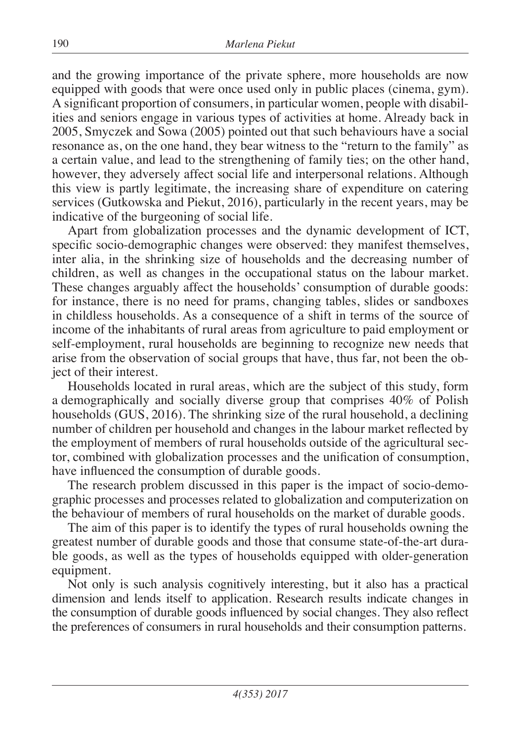and the growing importance of the private sphere, more households are now equipped with goods that were once used only in public places (cinema, gym). A significant proportion of consumers, in particular women, people with disabilities and seniors engage in various types of activities at home. Already back in 2005, Smyczek and Sowa (2005) pointed out that such behaviours have a social resonance as, on the one hand, they bear witness to the "return to the family" as a certain value, and lead to the strengthening of family ties; on the other hand, however, they adversely affect social life and interpersonal relations. Although this view is partly legitimate, the increasing share of expenditure on catering services (Gutkowska and Piekut, 2016), particularly in the recent years, may be indicative of the burgeoning of social life.

Apart from globalization processes and the dynamic development of ICT, specific socio-demographic changes were observed: they manifest themselves, inter alia, in the shrinking size of households and the decreasing number of children, as well as changes in the occupational status on the labour market. These changes arguably affect the households' consumption of durable goods: for instance, there is no need for prams, changing tables, slides or sandboxes in childless households. As a consequence of a shift in terms of the source of income of the inhabitants of rural areas from agriculture to paid employment or self-employment, rural households are beginning to recognize new needs that arise from the observation of social groups that have, thus far, not been the object of their interest.

Households located in rural areas, which are the subject of this study, form a demographically and socially diverse group that comprises 40% of Polish households (GUS, 2016). The shrinking size of the rural household, a declining number of children per household and changes in the labour market reflected by the employment of members of rural households outside of the agricultural sector, combined with globalization processes and the unification of consumption, have influenced the consumption of durable goods.

The research problem discussed in this paper is the impact of socio-demographic processes and processes related to globalization and computerization on the behaviour of members of rural households on the market of durable goods.

The aim of this paper is to identify the types of rural households owning the greatest number of durable goods and those that consume state-of-the-art durable goods, as well as the types of households equipped with older-generation equipment.

Not only is such analysis cognitively interesting, but it also has a practical dimension and lends itself to application. Research results indicate changes in the consumption of durable goods influenced by social changes. They also reflect the preferences of consumers in rural households and their consumption patterns.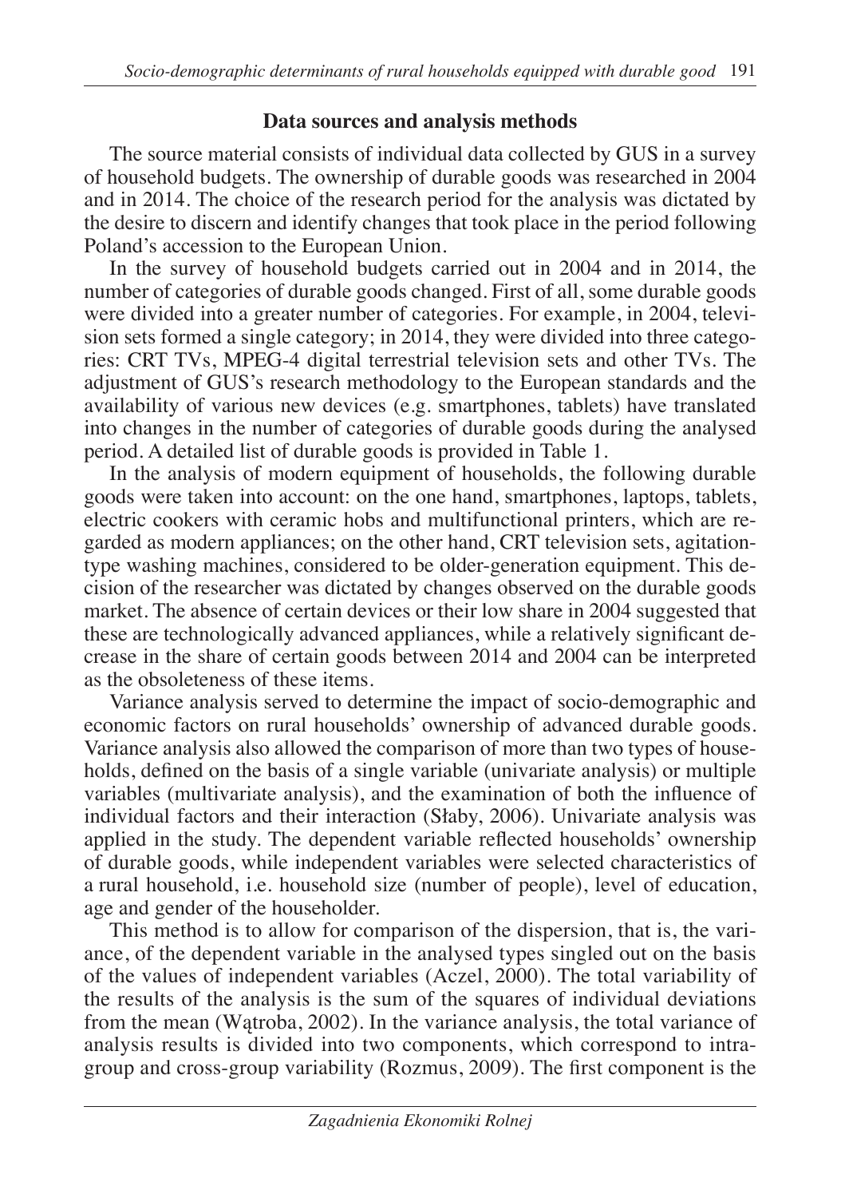## Data sources and analysis methods

The source material consists of individual data collected by GUS in a survey of household budgets. The ownership of durable goods was researched in 2004 and in 2014. The choice of the research period for the analysis was dictated by the desire to discern and identify changes that took place in the period following Poland's accession to the European Union.

In the survey of household budgets carried out in 2004 and in 2014, the number of categories of durable goods changed. First of all, some durable goods were divided into a greater number of categories. For example, in 2004, television sets formed a single category; in 2014, they were divided into three categories: CRT TVs, MPEG-4 digital terrestrial television sets and other TVs. The adjustment of GUS's research methodology to the European standards and the availability of various new devices (e.g. smartphones, tablets) have translated into changes in the number of categories of durable goods during the analysed period. A detailed list of durable goods is provided in Table 1.

In the analysis of modern equipment of households, the following durable goods were taken into account: on the one hand, smartphones, laptops, tablets, electric cookers with ceramic hobs and multifunctional printers, which are regarded as modern appliances; on the other hand, CRT television sets, agitation-type washing machines, considered to be older-generation equipment. This decision of the researcher was dictated by changes observed on the durable goods market. The absence of certain devices or their low share in 2004 suggested that these are technologically advanced appliances, while a relatively significant decrease in the share of certain goods between 2014 and 2004 can be interpreted as the obsoleteness of these items.

Variance analysis served to determine the impact of socio-demographic and economic factors on rural households' ownership of advanced durable goods. Variance analysis also allowed the comparison of more than two types of households, defined on the basis of a single variable (univariate analysis) or multiple variables (multivariate analysis), and the examination of both the influence of individual factors and their interaction (Słaby, 2006). Univariate analysis was applied in the study. The dependent variable reflected households' ownership of durable goods, while independent variables were selected characteristics of a rural household, i.e. household size (number of people), level of education, age and gender of the householder.

This method is to allow for comparison of the dispersion, that is, the variance, of the dependent variable in the analysed types singled out on the basis of the values of independent variables (Aczel, 2000). The total variability of the results of the analysis is the sum of the squares of individual deviations from the mean (Wątroba, 2002). In the variance analysis, the total variance of analysis results is divided into two components, which correspond to intra-group and cross-group variability (Rozmus, 2009). The first component is the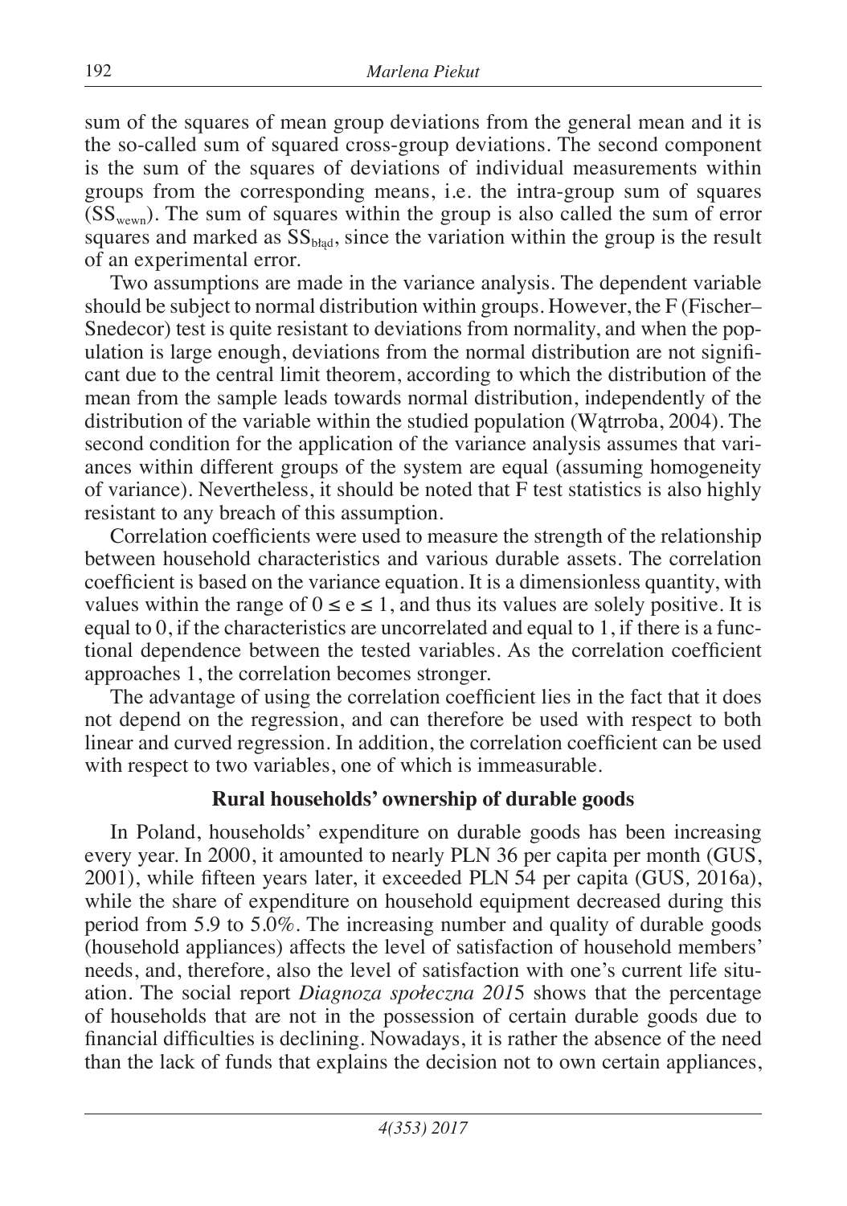sum of the squares of mean group deviations from the general mean and it is the so-called sum of squared cross-group deviations. The second component is the sum of the squares of deviations of individual measurements within groups from the corresponding means, i.e. the intra-group sum of squares ($SS_{wewn}$). The sum of squares within the group is also called the sum of error squares and marked as $SS_{błąd}$, since the variation within the group is the result of an experimental error.

Two assumptions are made in the variance analysis. The dependent variable should be subject to normal distribution within groups. However, the F (Fischer–Snedecor) test is quite resistant to deviations from normality, and when the population is large enough, deviations from the normal distribution are not significant due to the central limit theorem, according to which the distribution of the mean from the sample leads towards normal distribution, independently of the distribution of the variable within the studied population (Wątrroba, 2004). The second condition for the application of the variance analysis assumes that variances within different groups of the system are equal (assuming homogeneity of variance). Nevertheless, it should be noted that F test statistics is also highly resistant to any breach of this assumption.

Correlation coefficients were used to measure the strength of the relationship between household characteristics and various durable assets. The correlation coefficient is based on the variance equation. It is a dimensionless quantity, with values within the range of $0 \leq e \leq 1$, and thus its values are solely positive. It is equal to 0, if the characteristics are uncorrelated and equal to 1, if there is a functional dependence between the tested variables. As the correlation coefficient approaches 1, the correlation becomes stronger.

The advantage of using the correlation coefficient lies in the fact that it does not depend on the regression, and can therefore be used with respect to both linear and curved regression. In addition, the correlation coefficient can be used with respect to two variables, one of which is immeasurable.

## Rural households' ownership of durable goods

In Poland, households' expenditure on durable goods has been increasing every year. In 2000, it amounted to nearly PLN 36 per capita per month (GUS, 2001), while fifteen years later, it exceeded PLN 54 per capita (GUS, 2016a), while the share of expenditure on household equipment decreased during this period from 5.9 to 5.0%. The increasing number and quality of durable goods (household appliances) affects the level of satisfaction of household members' needs, and, therefore, also the level of satisfaction with one's current life situation. The social report *Diagnoza społeczna 2015* shows that the percentage of households that are not in the possession of certain durable goods due to financial difficulties is declining. Nowadays, it is rather the absence of the need than the lack of funds that explains the decision not to own certain appliances,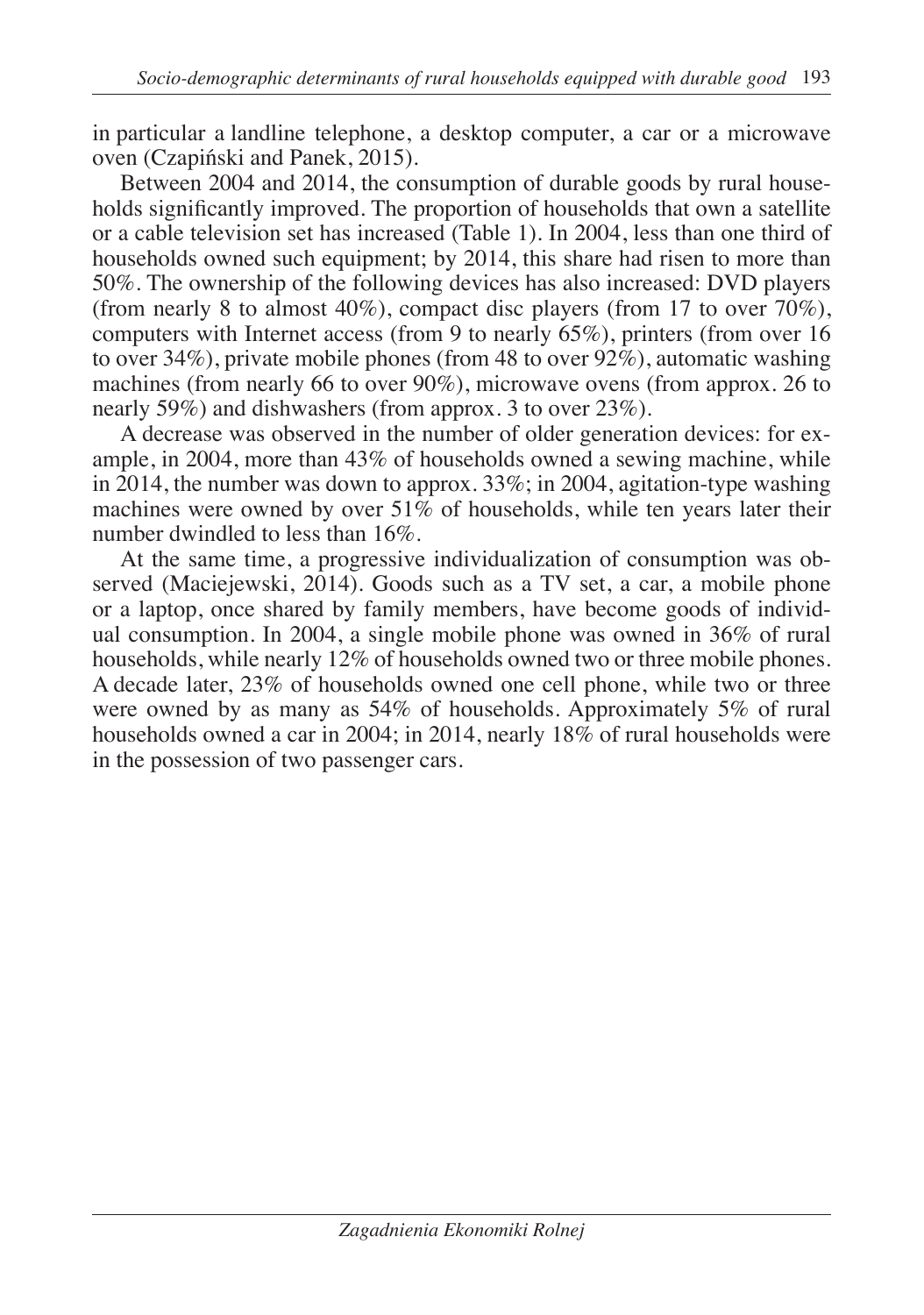in particular a landline telephone, a desktop computer, a car or a microwave oven (Czapiński and Panek, 2015).

Between 2004 and 2014, the consumption of durable goods by rural households significantly improved. The proportion of households that own a satellite or a cable television set has increased (Table 1). In 2004, less than one third of households owned such equipment; by 2014, this share had risen to more than 50%. The ownership of the following devices has also increased: DVD players (from nearly 8 to almost 40%), compact disc players (from 17 to over 70%), computers with Internet access (from 9 to nearly 65%), printers (from over 16 to over 34%), private mobile phones (from 48 to over 92%), automatic washing machines (from nearly 66 to over 90%), microwave ovens (from approx. 26 to nearly 59%) and dishwashers (from approx. 3 to over 23%).

A decrease was observed in the number of older generation devices: for example, in 2004, more than 43% of households owned a sewing machine, while in 2014, the number was down to approx. 33%; in 2004, agitation-type washing machines were owned by over 51% of households, while ten years later their number dwindled to less than 16%.

At the same time, a progressive individualization of consumption was observed (Maciejewski, 2014). Goods such as a TV set, a car, a mobile phone or a laptop, once shared by family members, have become goods of individual consumption. In 2004, a single mobile phone was owned in 36% of rural households, while nearly 12% of households owned two or three mobile phones. A decade later, 23% of households owned one cell phone, while two or three were owned by as many as 54% of households. Approximately 5% of rural households owned a car in 2004; in 2014, nearly 18% of rural households were in the possession of two passenger cars.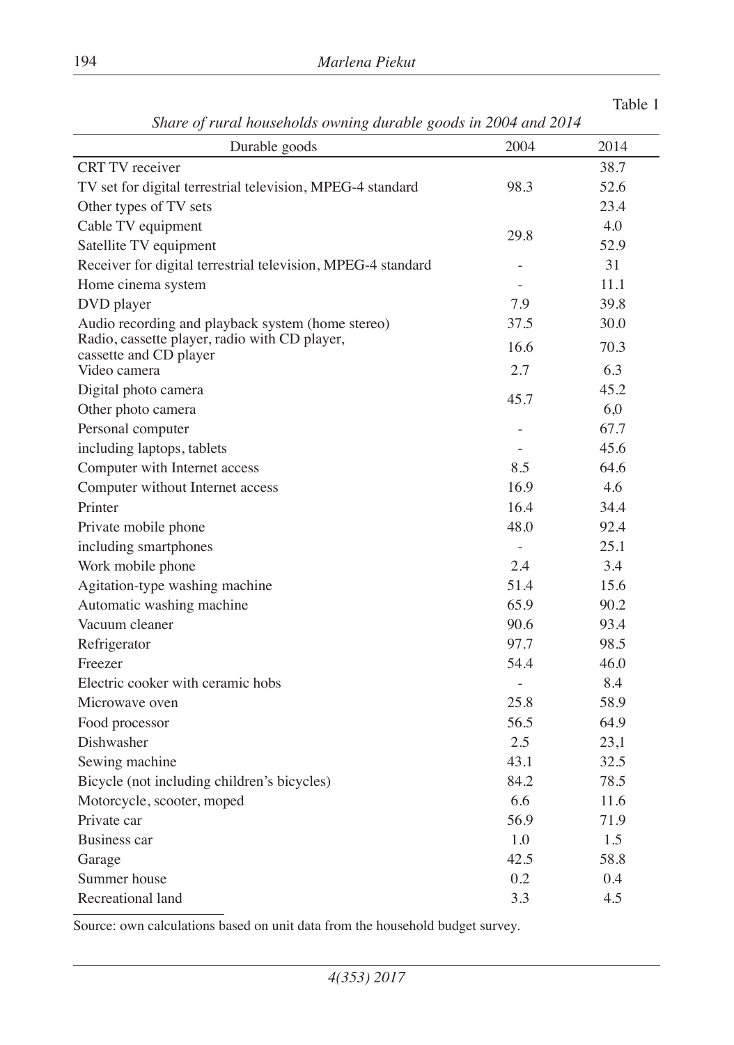Table 1

*Share of rural households owning durable goods in 2004 and 2014*

| Durable goods | 2004 | 2014 |
|---|---|---|
| CRT TV receiver | | 38.7 |
| TV set for digital terrestrial television, MPEG-4 standard | 98.3 | 52.6 |
| Other types of TV sets | | 23.4 |
| Cable TV equipment | 29.8 | 4.0 |
| Satellite TV equipment | | 52.9 |
| Receiver for digital terrestrial television, MPEG-4 standard | - | 31 |
| Home cinema system | - | 11.1 |
| DVD player | 7.9 | 39.8 |
| Audio recording and playback system (home stereo) | 37.5 | 30.0 |
| Radio, cassette player, radio with CD player, cassette and CD player | 16.6 | 70.3 |
| Video camera | 2.7 | 6.3 |
| Digital photo camera | 45.7 | 45.2 |
| Other photo camera | | 6,0 |
| Personal computer | - | 67.7 |
| including laptops, tablets | - | 45.6 |
| Computer with Internet access | 8.5 | 64.6 |
| Computer without Internet access | 16.9 | 4.6 |
| Printer | 16.4 | 34.4 |
| Private mobile phone | 48.0 | 92.4 |
| including smartphones | - | 25.1 |
| Work mobile phone | 2.4 | 3.4 |
| Agitation-type washing machine | 51.4 | 15.6 |
| Automatic washing machine | 65.9 | 90.2 |
| Vacuum cleaner | 90.6 | 93.4 |
| Refrigerator | 97.7 | 98.5 |
| Freezer | 54.4 | 46.0 |
| Electric cooker with ceramic hobs | - | 8.4 |
| Microwave oven | 25.8 | 58.9 |
| Food processor | 56.5 | 64.9 |
| Dishwasher | 2.5 | 23,1 |
| Sewing machine | 43.1 | 32.5 |
| Bicycle (not including children's bicycles) | 84.2 | 78.5 |
| Motorcycle, scooter, moped | 6.6 | 11.6 |
| Private car | 56.9 | 71.9 |
| Business car | 1.0 | 1.5 |
| Garage | 42.5 | 58.8 |
| Summer house | 0.2 | 0.4 |
| Recreational land | 3.3 | 4.5 |

Source: own calculations based on unit data from the household budget survey.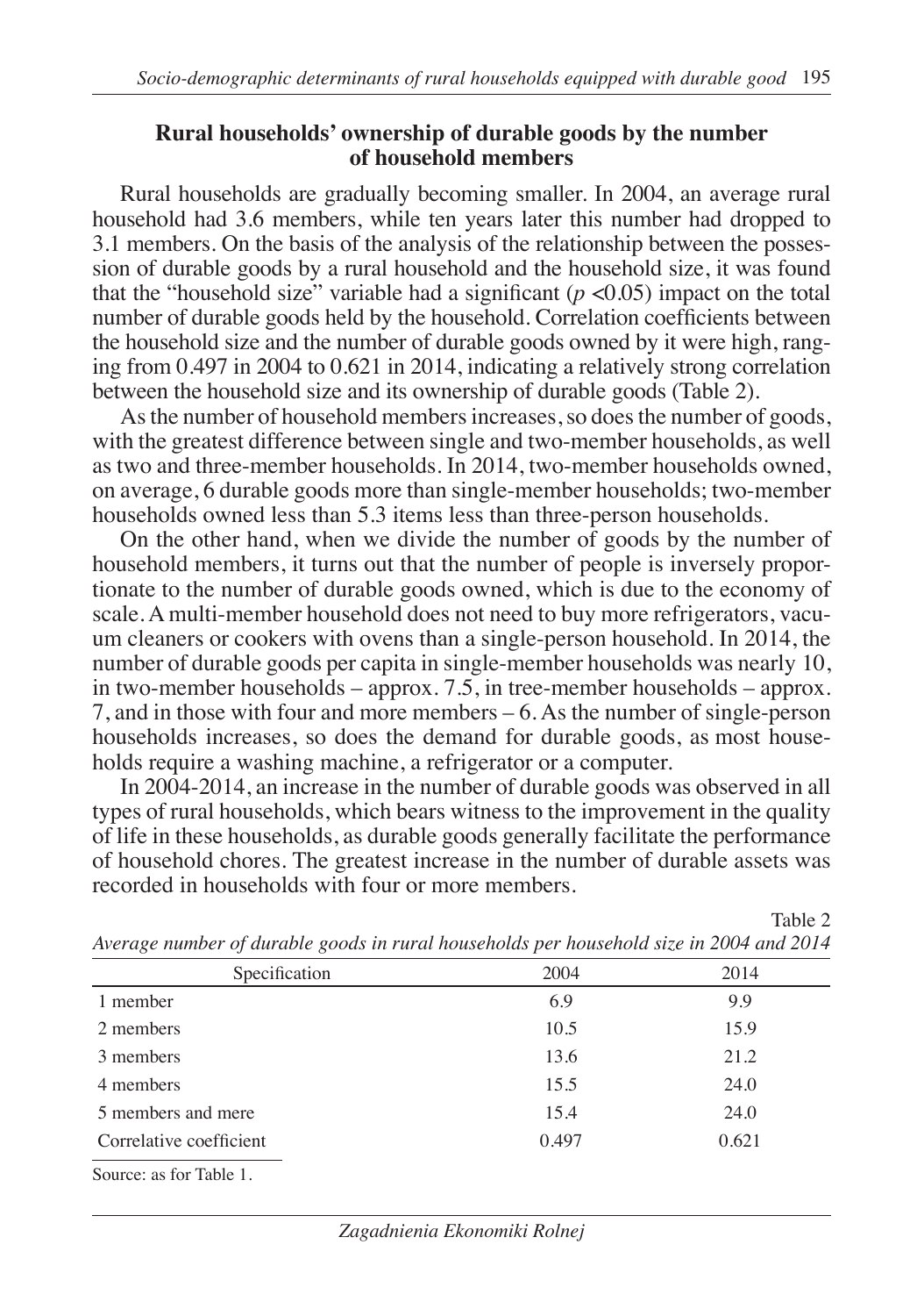## Rural households' ownership of durable goods by the number of household members

Rural households are gradually becoming smaller. In 2004, an average rural household had 3.6 members, while ten years later this number had dropped to 3.1 members. On the basis of the analysis of the relationship between the possession of durable goods by a rural household and the household size, it was found that the "household size" variable had a significant ($p$ <0.05) impact on the total number of durable goods held by the household. Correlation coefficients between the household size and the number of durable goods owned by it were high, ranging from 0.497 in 2004 to 0.621 in 2014, indicating a relatively strong correlation between the household size and its ownership of durable goods (Table 2).

As the number of household members increases, so does the number of goods, with the greatest difference between single and two-member households, as well as two and three-member households. In 2014, two-member households owned, on average, 6 durable goods more than single-member households; two-member households owned less than 5.3 items less than three-person households.

On the other hand, when we divide the number of goods by the number of household members, it turns out that the number of people is inversely proportionate to the number of durable goods owned, which is due to the economy of scale. A multi-member household does not need to buy more refrigerators, vacuum cleaners or cookers with ovens than a single-person household. In 2014, the number of durable goods per capita in single-member households was nearly 10, in two-member households – approx. 7.5, in tree-member households – approx. 7, and in those with four and more members – 6. As the number of single-person households increases, so does the demand for durable goods, as most households require a washing machine, a refrigerator or a computer.

In 2004-2014, an increase in the number of durable goods was observed in all types of rural households, which bears witness to the improvement in the quality of life in these households, as durable goods generally facilitate the performance of household chores. The greatest increase in the number of durable assets was recorded in households with four or more members.

Table 2

*Average number of durable goods in rural households per household size in 2004 and 2014*

| Specification | 2004 | 2014 |
|---|---|---|
| 1 member | 6.9 | 9.9 |
| 2 members | 10.5 | 15.9 |
| 3 members | 13.6 | 21.2 |
| 4 members | 15.5 | 24.0 |
| 5 members and mere | 15.4 | 24.0 |
| Correlative coefficient | 0.497 | 0.621 |

Source: as for Table 1.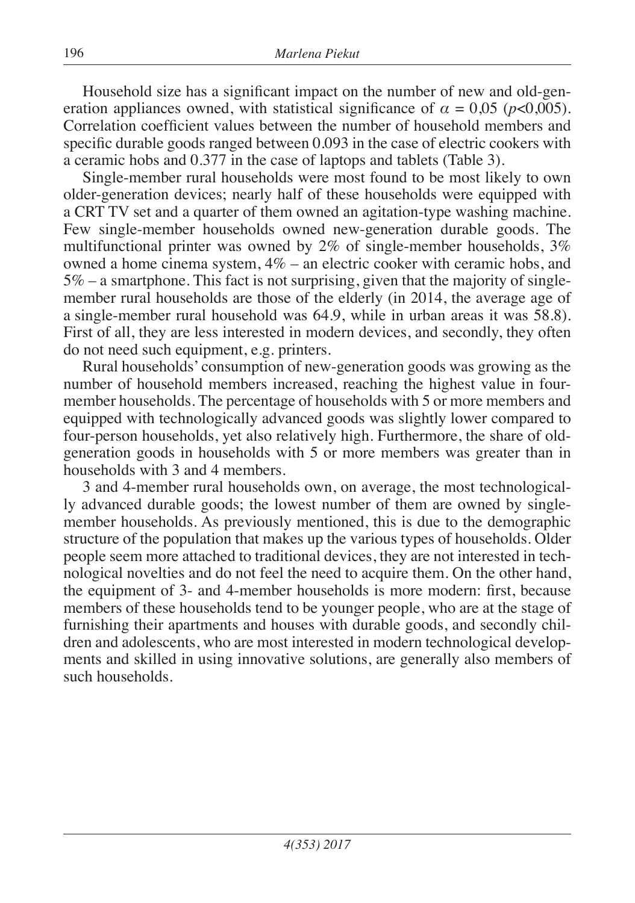Household size has a significant impact on the number of new and old-generation appliances owned, with statistical significance of $\alpha = 0{,}05$ ($p<0{,}005$). Correlation coefficient values between the number of household members and specific durable goods ranged between 0.093 in the case of electric cookers with a ceramic hobs and 0.377 in the case of laptops and tablets (Table 3).

Single-member rural households were most found to be most likely to own older-generation devices; nearly half of these households were equipped with a CRT TV set and a quarter of them owned an agitation-type washing machine. Few single-member households owned new-generation durable goods. The multifunctional printer was owned by 2% of single-member households, 3% owned a home cinema system, 4% – an electric cooker with ceramic hobs, and 5% – a smartphone. This fact is not surprising, given that the majority of single-member rural households are those of the elderly (in 2014, the average age of a single-member rural household was 64.9, while in urban areas it was 58.8). First of all, they are less interested in modern devices, and secondly, they often do not need such equipment, e.g. printers.

Rural households' consumption of new-generation goods was growing as the number of household members increased, reaching the highest value in four-member households. The percentage of households with 5 or more members and equipped with technologically advanced goods was slightly lower compared to four-person households, yet also relatively high. Furthermore, the share of old-generation goods in households with 5 or more members was greater than in households with 3 and 4 members.

3 and 4-member rural households own, on average, the most technologically advanced durable goods; the lowest number of them are owned by single-member households. As previously mentioned, this is due to the demographic structure of the population that makes up the various types of households. Older people seem more attached to traditional devices, they are not interested in technological novelties and do not feel the need to acquire them. On the other hand, the equipment of 3- and 4-member households is more modern: first, because members of these households tend to be younger people, who are at the stage of furnishing their apartments and houses with durable goods, and secondly children and adolescents, who are most interested in modern technological developments and skilled in using innovative solutions, are generally also members of such households.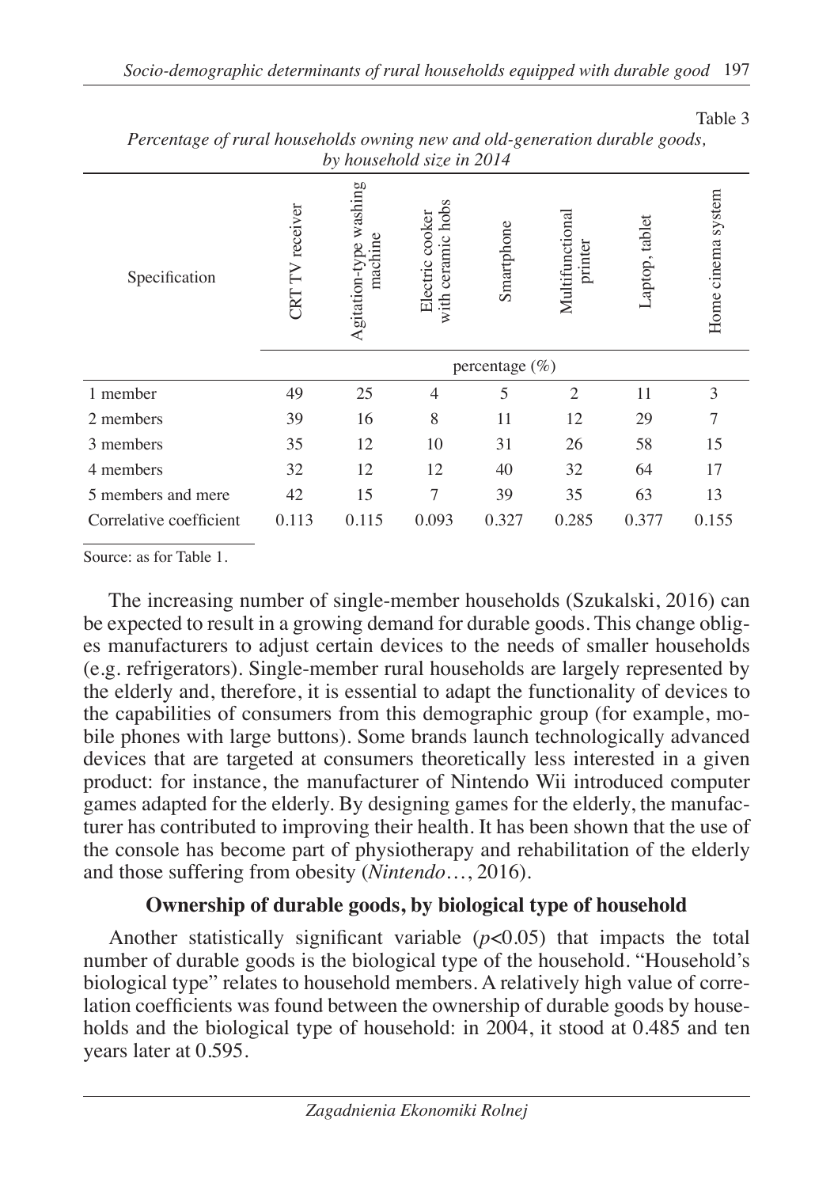Table 3

*Percentage of rural households owning new and old-generation durable goods, by household size in 2014*

| Specification | CRT TV receiver | Agitation-type washing machine | Electric cooker with ceramic hobs | Smartphone | Multifunctional printer | Laptop, tablet | Home cinema system |
|---|---|---|---|---|---|---|---|
| | percentage (%) | | | | | | |
| 1 member | 49 | 25 | 4 | 5 | 2 | 11 | 3 |
| 2 members | 39 | 16 | 8 | 11 | 12 | 29 | 7 |
| 3 members | 35 | 12 | 10 | 31 | 26 | 58 | 15 |
| 4 members | 32 | 12 | 12 | 40 | 32 | 64 | 17 |
| 5 members and mere | 42 | 15 | 7 | 39 | 35 | 63 | 13 |
| Correlative coefficient | 0.113 | 0.115 | 0.093 | 0.327 | 0.285 | 0.377 | 0.155 |

Source: as for Table 1.

The increasing number of single-member households (Szukalski, 2016) can be expected to result in a growing demand for durable goods. This change obliges manufacturers to adjust certain devices to the needs of smaller households (e.g. refrigerators). Single-member rural households are largely represented by the elderly and, therefore, it is essential to adapt the functionality of devices to the capabilities of consumers from this demographic group (for example, mobile phones with large buttons). Some brands launch technologically advanced devices that are targeted at consumers theoretically less interested in a given product: for instance, the manufacturer of Nintendo Wii introduced computer games adapted for the elderly. By designing games for the elderly, the manufacturer has contributed to improving their health. It has been shown that the use of the console has become part of physiotherapy and rehabilitation of the elderly and those suffering from obesity (*Nintendo*…, 2016).

## Ownership of durable goods, by biological type of household

Another statistically significant variable ($p<0.05$) that impacts the total number of durable goods is the biological type of the household. "Household's biological type" relates to household members. A relatively high value of correlation coefficients was found between the ownership of durable goods by households and the biological type of household: in 2004, it stood at 0.485 and ten years later at 0.595.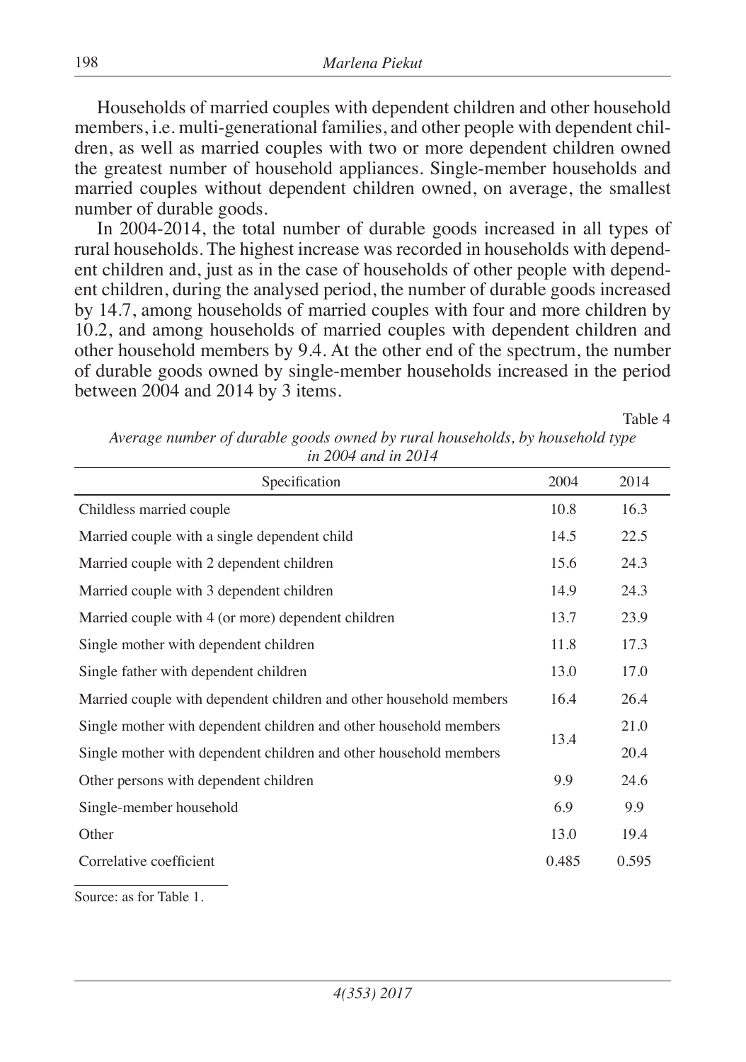Households of married couples with dependent children and other household members, i.e. multi-generational families, and other people with dependent children, as well as married couples with two or more dependent children owned the greatest number of household appliances. Single-member households and married couples without dependent children owned, on average, the smallest number of durable goods.

In 2004-2014, the total number of durable goods increased in all types of rural households. The highest increase was recorded in households with dependent children and, just as in the case of households of other people with dependent children, during the analysed period, the number of durable goods increased by 14.7, among households of married couples with four and more children by 10.2, and among households of married couples with dependent children and other household members by 9.4. At the other end of the spectrum, the number of durable goods owned by single-member households increased in the period between 2004 and 2014 by 3 items.

Table 4

*Average number of durable goods owned by rural households, by household type in 2004 and in 2014*

| Specification | 2004 | 2014 |
|---|---|---|
| Childless married couple | 10.8 | 16.3 |
| Married couple with a single dependent child | 14.5 | 22.5 |
| Married couple with 2 dependent children | 15.6 | 24.3 |
| Married couple with 3 dependent children | 14.9 | 24.3 |
| Married couple with 4 (or more) dependent children | 13.7 | 23.9 |
| Single mother with dependent children | 11.8 | 17.3 |
| Single father with dependent children | 13.0 | 17.0 |
| Married couple with dependent children and other household members | 16.4 | 26.4 |
| Single mother with dependent children and other household members | 13.4 | 21.0 |
| Single mother with dependent children and other household members | | 20.4 |
| Other persons with dependent children | 9.9 | 24.6 |
| Single-member household | 6.9 | 9.9 |
| Other | 13.0 | 19.4 |
| Correlative coefficient | 0.485 | 0.595 |

Source: as for Table 1.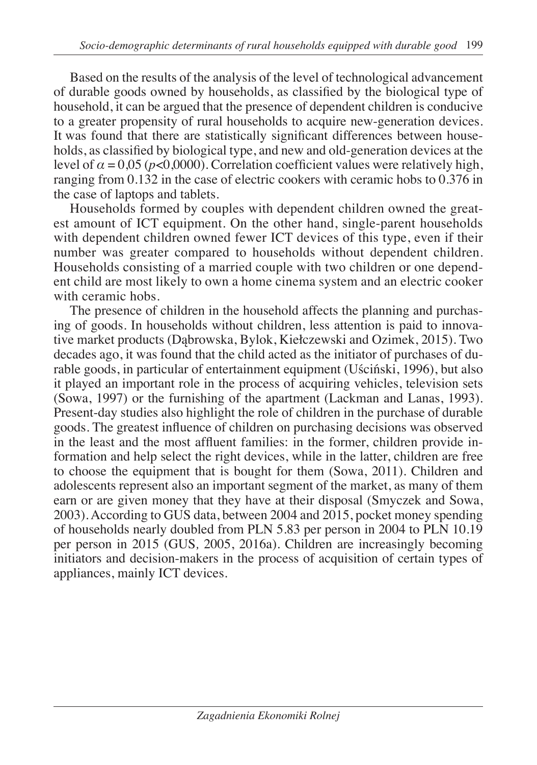Based on the results of the analysis of the level of technological advancement of durable goods owned by households, as classified by the biological type of household, it can be argued that the presence of dependent children is conducive to a greater propensity of rural households to acquire new-generation devices. It was found that there are statistically significant differences between households, as classified by biological type, and new and old-generation devices at the level of $\alpha = 0{,}05$ ($p$<0,0000). Correlation coefficient values were relatively high, ranging from 0.132 in the case of electric cookers with ceramic hobs to 0.376 in the case of laptops and tablets.

Households formed by couples with dependent children owned the greatest amount of ICT equipment. On the other hand, single-parent households with dependent children owned fewer ICT devices of this type, even if their number was greater compared to households without dependent children. Households consisting of a married couple with two children or one dependent child are most likely to own a home cinema system and an electric cooker with ceramic hobs.

The presence of children in the household affects the planning and purchasing of goods. In households without children, less attention is paid to innovative market products (Dąbrowska, Bylok, Kiełczewski and Ozimek, 2015). Two decades ago, it was found that the child acted as the initiator of purchases of durable goods, in particular of entertainment equipment (Uściński, 1996), but also it played an important role in the process of acquiring vehicles, television sets (Sowa, 1997) or the furnishing of the apartment (Lackman and Lanas, 1993). Present-day studies also highlight the role of children in the purchase of durable goods. The greatest influence of children on purchasing decisions was observed in the least and the most affluent families: in the former, children provide information and help select the right devices, while in the latter, children are free to choose the equipment that is bought for them (Sowa, 2011). Children and adolescents represent also an important segment of the market, as many of them earn or are given money that they have at their disposal (Smyczek and Sowa, 2003). According to GUS data, between 2004 and 2015, pocket money spending of households nearly doubled from PLN 5.83 per person in 2004 to PLN 10.19 per person in 2015 (GUS, 2005, 2016a). Children are increasingly becoming initiators and decision-makers in the process of acquisition of certain types of appliances, mainly ICT devices.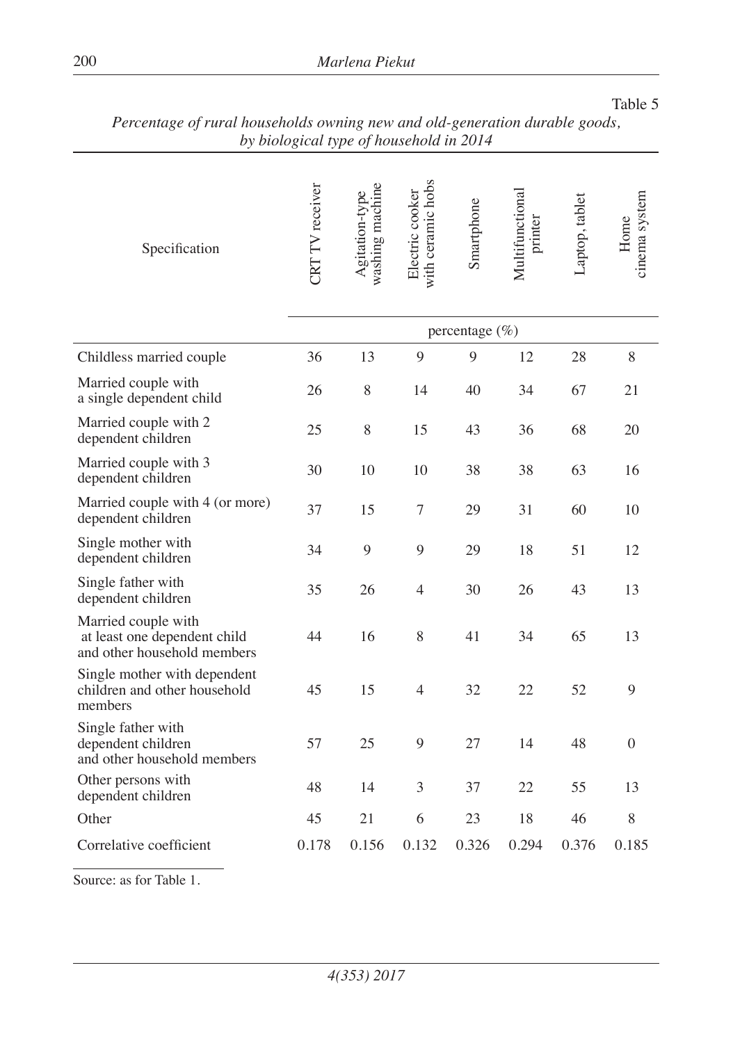Table 5

*Percentage of rural households owning new and old-generation durable goods, by biological type of household in 2014*

| Specification | CRT TV receiver | Agitation-type washing machine | Electric cooker with ceramic hobs | Smartphone | Multifunctional printer | Laptop, tablet | Home cinema system |
|---|---|---|---|---|---|---|---|
| | percentage (%) | | | | | | |
| Childless married couple | 36 | 13 | 9 | 9 | 12 | 28 | 8 |
| Married couple with a single dependent child | 26 | 8 | 14 | 40 | 34 | 67 | 21 |
| Married couple with 2 dependent children | 25 | 8 | 15 | 43 | 36 | 68 | 20 |
| Married couple with 3 dependent children | 30 | 10 | 10 | 38 | 38 | 63 | 16 |
| Married couple with 4 (or more) dependent children | 37 | 15 | 7 | 29 | 31 | 60 | 10 |
| Single mother with dependent children | 34 | 9 | 9 | 29 | 18 | 51 | 12 |
| Single father with dependent children | 35 | 26 | 4 | 30 | 26 | 43 | 13 |
| Married couple with at least one dependent child and other household members | 44 | 16 | 8 | 41 | 34 | 65 | 13 |
| Single mother with dependent children and other household members | 45 | 15 | 4 | 32 | 22 | 52 | 9 |
| Single father with dependent children and other household members | 57 | 25 | 9 | 27 | 14 | 48 | 0 |
| Other persons with dependent children | 48 | 14 | 3 | 37 | 22 | 55 | 13 |
| Other | 45 | 21 | 6 | 23 | 18 | 46 | 8 |
| Correlative coefficient | 0.178 | 0.156 | 0.132 | 0.326 | 0.294 | 0.376 | 0.185 |

Source: as for Table 1.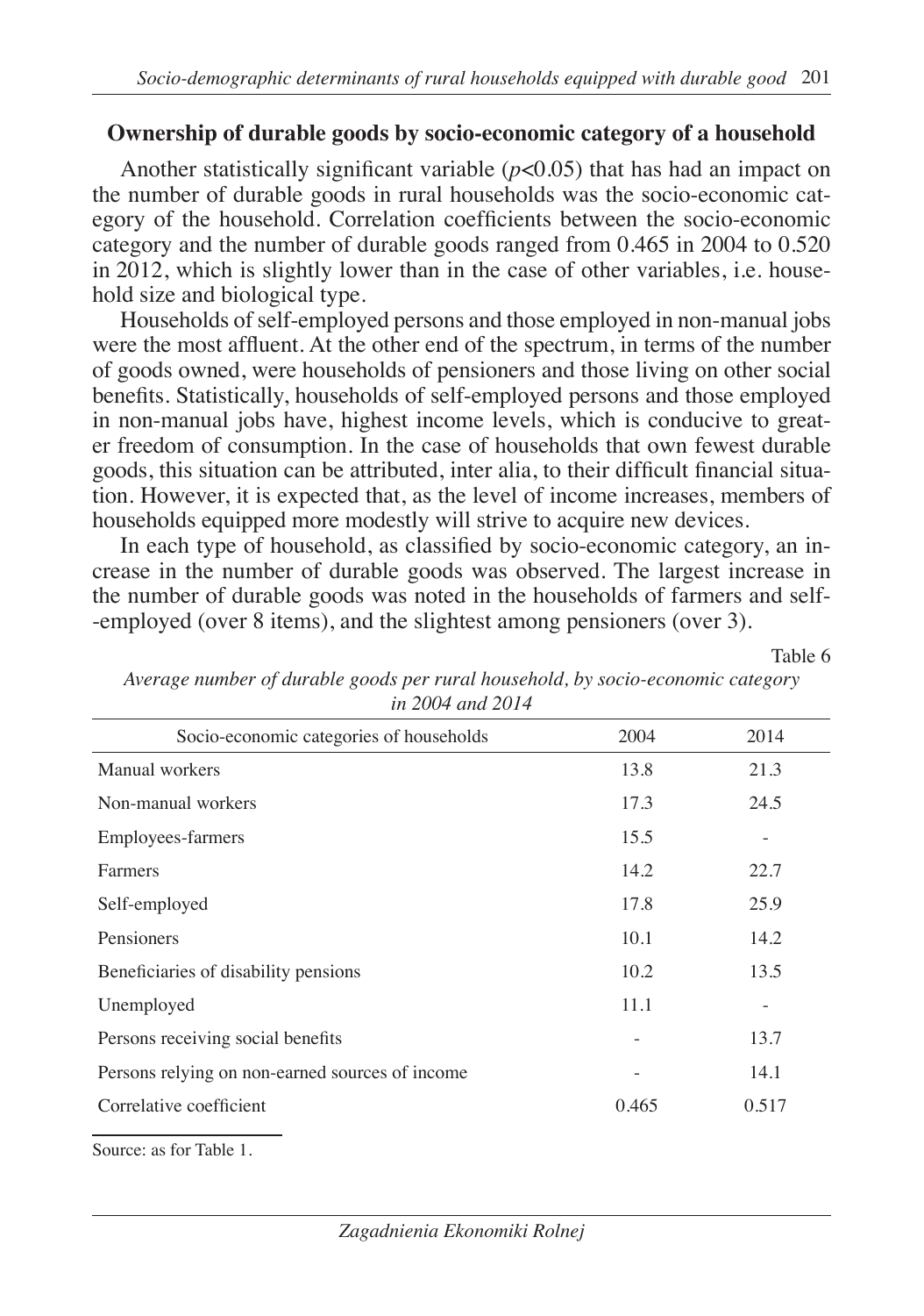## Ownership of durable goods by socio-economic category of a household

Another statistically significant variable ($p<0.05$) that has had an impact on the number of durable goods in rural households was the socio-economic category of the household. Correlation coefficients between the socio-economic category and the number of durable goods ranged from 0.465 in 2004 to 0.520 in 2012, which is slightly lower than in the case of other variables, i.e. household size and biological type.

Households of self-employed persons and those employed in non-manual jobs were the most affluent. At the other end of the spectrum, in terms of the number of goods owned, were households of pensioners and those living on other social benefits. Statistically, households of self-employed persons and those employed in non-manual jobs have, highest income levels, which is conducive to greater freedom of consumption. In the case of households that own fewest durable goods, this situation can be attributed, inter alia, to their difficult financial situation. However, it is expected that, as the level of income increases, members of households equipped more modestly will strive to acquire new devices.

In each type of household, as classified by socio-economic category, an increase in the number of durable goods was observed. The largest increase in the number of durable goods was noted in the households of farmers and self-employed (over 8 items), and the slightest among pensioners (over 3).

Table 6

*Average number of durable goods per rural household, by socio-economic category in 2004 and 2014*

| Socio-economic categories of households | 2004 | 2014 |
|---|---|---|
| Manual workers | 13.8 | 21.3 |
| Non-manual workers | 17.3 | 24.5 |
| Employees-farmers | 15.5 | - |
| Farmers | 14.2 | 22.7 |
| Self-employed | 17.8 | 25.9 |
| Pensioners | 10.1 | 14.2 |
| Beneficiaries of disability pensions | 10.2 | 13.5 |
| Unemployed | 11.1 | - |
| Persons receiving social benefits | - | 13.7 |
| Persons relying on non-earned sources of income | - | 14.1 |
| Correlative coefficient | 0.465 | 0.517 |

Source: as for Table 1.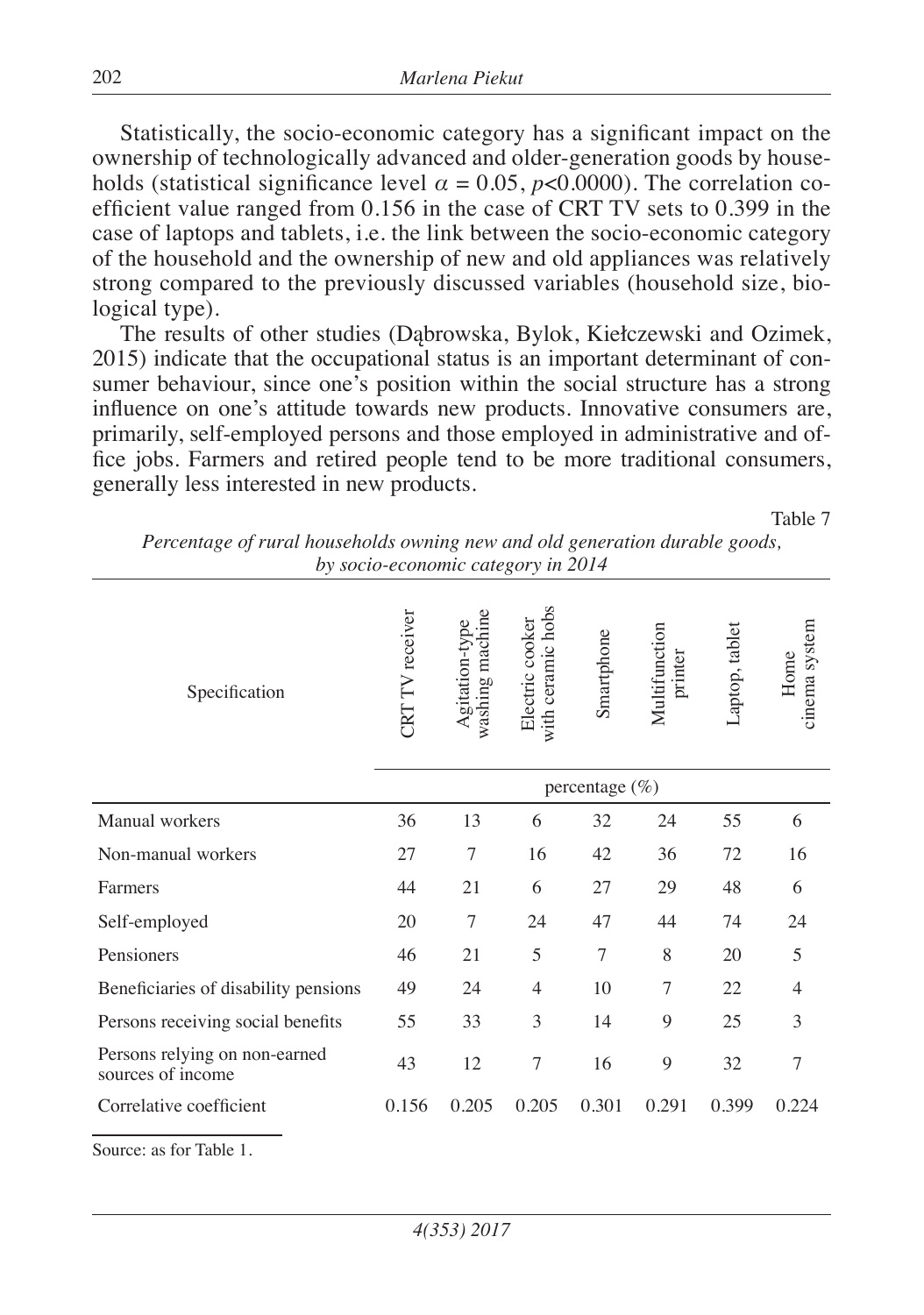Statistically, the socio-economic category has a significant impact on the ownership of technologically advanced and older-generation goods by households (statistical significance level $\alpha = 0.05$, $p<0.0000$). The correlation coefficient value ranged from 0.156 in the case of CRT TV sets to 0.399 in the case of laptops and tablets, i.e. the link between the socio-economic category of the household and the ownership of new and old appliances was relatively strong compared to the previously discussed variables (household size, biological type).

The results of other studies (Dąbrowska, Bylok, Kiełczewski and Ozimek, 2015) indicate that the occupational status is an important determinant of consumer behaviour, since one's position within the social structure has a strong influence on one's attitude towards new products. Innovative consumers are, primarily, self-employed persons and those employed in administrative and office jobs. Farmers and retired people tend to be more traditional consumers, generally less interested in new products.

Table 7

*Percentage of rural households owning new and old generation durable goods, by socio-economic category in 2014*

| Specification | CRT TV receiver | Agitation-type washing machine | Electric cooker with ceramic hobs | Smartphone | Multifunction printer | Laptop, tablet | Home cinema system |
|---|---|---|---|---|---|---|---|
| | percentage (%) | | | | | | |
| Manual workers | 36 | 13 | 6 | 32 | 24 | 55 | 6 |
| Non-manual workers | 27 | 7 | 16 | 42 | 36 | 72 | 16 |
| Farmers | 44 | 21 | 6 | 27 | 29 | 48 | 6 |
| Self-employed | 20 | 7 | 24 | 47 | 44 | 74 | 24 |
| Pensioners | 46 | 21 | 5 | 7 | 8 | 20 | 5 |
| Beneficiaries of disability pensions | 49 | 24 | 4 | 10 | 7 | 22 | 4 |
| Persons receiving social benefits | 55 | 33 | 3 | 14 | 9 | 25 | 3 |
| Persons relying on non-earned sources of income | 43 | 12 | 7 | 16 | 9 | 32 | 7 |
| Correlative coefficient | 0.156 | 0.205 | 0.205 | 0.301 | 0.291 | 0.399 | 0.224 |

Source: as for Table 1.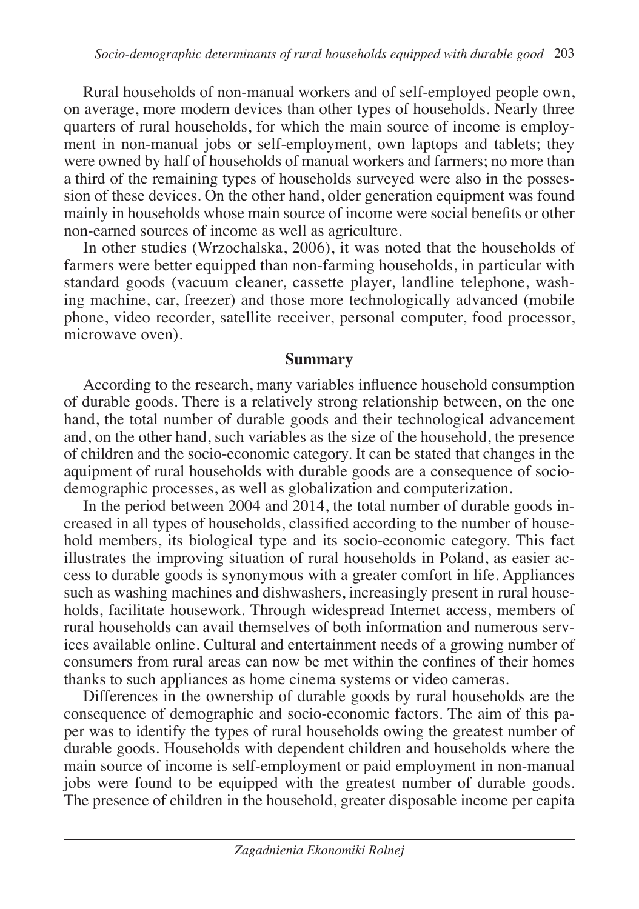Rural households of non-manual workers and of self-employed people own, on average, more modern devices than other types of households. Nearly three quarters of rural households, for which the main source of income is employment in non-manual jobs or self-employment, own laptops and tablets; they were owned by half of households of manual workers and farmers; no more than a third of the remaining types of households surveyed were also in the possession of these devices. On the other hand, older generation equipment was found mainly in households whose main source of income were social benefits or other non-earned sources of income as well as agriculture.

In other studies (Wrzochalska, 2006), it was noted that the households of farmers were better equipped than non-farming households, in particular with standard goods (vacuum cleaner, cassette player, landline telephone, washing machine, car, freezer) and those more technologically advanced (mobile phone, video recorder, satellite receiver, personal computer, food processor, microwave oven).

## Summary

According to the research, many variables influence household consumption of durable goods. There is a relatively strong relationship between, on the one hand, the total number of durable goods and their technological advancement and, on the other hand, such variables as the size of the household, the presence of children and the socio-economic category. It can be stated that changes in the aquipment of rural households with durable goods are a consequence of socio-demographic processes, as well as globalization and computerization.

In the period between 2004 and 2014, the total number of durable goods increased in all types of households, classified according to the number of household members, its biological type and its socio-economic category. This fact illustrates the improving situation of rural households in Poland, as easier access to durable goods is synonymous with a greater comfort in life. Appliances such as washing machines and dishwashers, increasingly present in rural households, facilitate housework. Through widespread Internet access, members of rural households can avail themselves of both information and numerous services available online. Cultural and entertainment needs of a growing number of consumers from rural areas can now be met within the confines of their homes thanks to such appliances as home cinema systems or video cameras.

Differences in the ownership of durable goods by rural households are the consequence of demographic and socio-economic factors. The aim of this paper was to identify the types of rural households owing the greatest number of durable goods. Households with dependent children and households where the main source of income is self-employment or paid employment in non-manual jobs were found to be equipped with the greatest number of durable goods. The presence of children in the household, greater disposable income per capita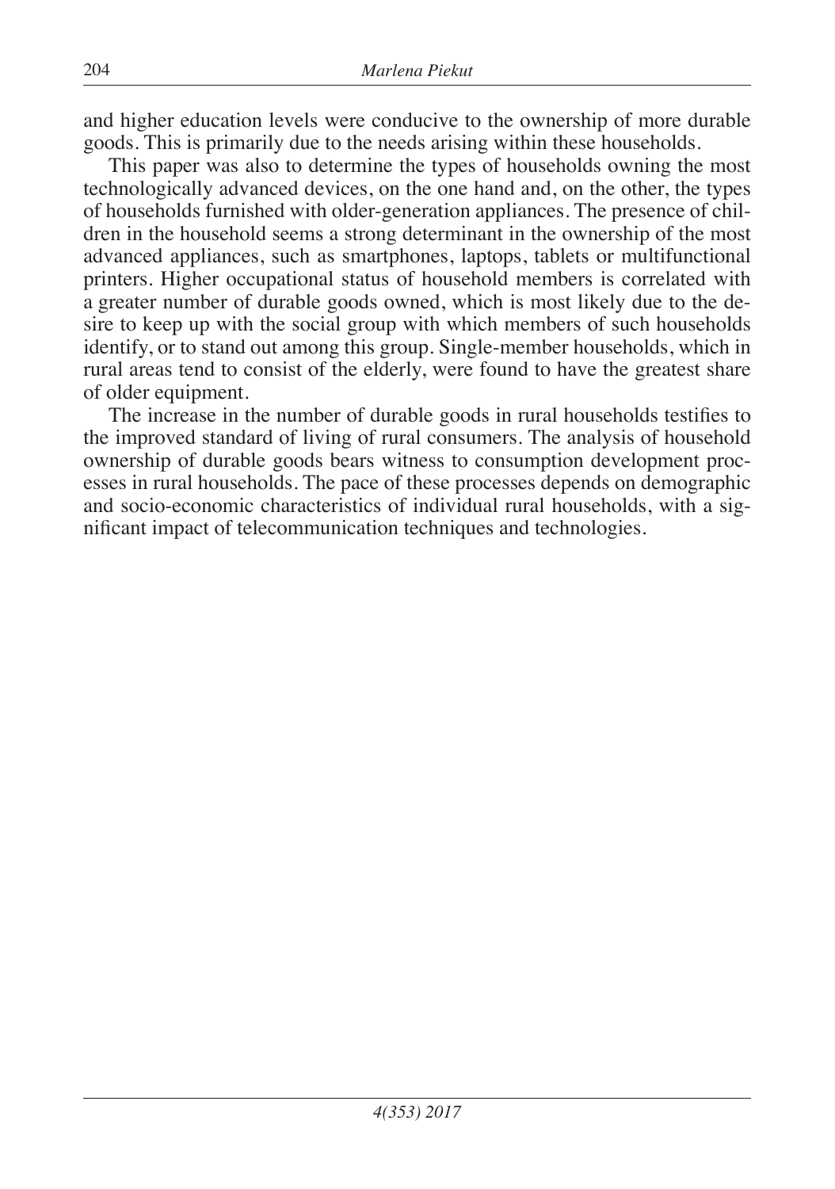and higher education levels were conducive to the ownership of more durable goods. This is primarily due to the needs arising within these households.

This paper was also to determine the types of households owning the most technologically advanced devices, on the one hand and, on the other, the types of households furnished with older-generation appliances. The presence of children in the household seems a strong determinant in the ownership of the most advanced appliances, such as smartphones, laptops, tablets or multifunctional printers. Higher occupational status of household members is correlated with a greater number of durable goods owned, which is most likely due to the desire to keep up with the social group with which members of such households identify, or to stand out among this group. Single-member households, which in rural areas tend to consist of the elderly, were found to have the greatest share of older equipment.

The increase in the number of durable goods in rural households testifies to the improved standard of living of rural consumers. The analysis of household ownership of durable goods bears witness to consumption development processes in rural households. The pace of these processes depends on demographic and socio-economic characteristics of individual rural households, with a significant impact of telecommunication techniques and technologies.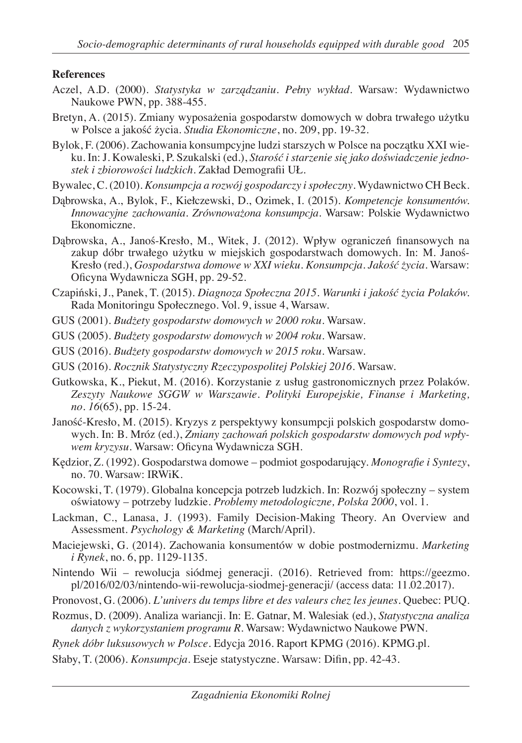**References**

Aczel, A.D. (2000). *Statystyka w zarządzaniu. Pełny wykład*. Warsaw: Wydawnictwo Naukowe PWN, pp. 388-455.

Bretyn, A. (2015). Zmiany wyposażenia gospodarstw domowych w dobra trwałego użytku w Polsce a jakość życia. *Studia Ekonomiczne*, no. 209, pp. 19-32.

Bylok, F. (2006). Zachowania konsumpcyjne ludzi starszych w Polsce na początku XXI wieku. In: J. Kowaleski, P. Szukalski (ed.), *Starość i starzenie się jako doświadczenie jednostek i zbiorowości ludzkich*. Zakład Demografii UŁ.

Bywalec, C. (2010). *Konsumpcja a rozwój gospodarczy i społeczny*. Wydawnictwo CH Beck.

Dąbrowska, A., Bylok, F., Kiełczewski, D., Ozimek, I. (2015). *Kompetencje konsumentów. Innowacyjne zachowania. Zrównoważona konsumpcja*. Warsaw: Polskie Wydawnictwo Ekonomiczne.

Dąbrowska, A., Janoś-Kresło, M., Witek, J. (2012). Wpływ ograniczeń finansowych na zakup dóbr trwałego użytku w miejskich gospodarstwach domowych. In: M. Janoś-Kresło (red.), *Gospodarstwa domowe w XXI wieku. Konsumpcja. Jakość życia*. Warsaw: Oficyna Wydawnicza SGH, pp. 29-52.

Czapiński, J., Panek, T. (2015). *Diagnoza Społeczna 2015. Warunki i jakość życia Polaków.* Rada Monitoringu Społecznego. Vol. 9, issue 4, Warsaw.

GUS (2001). *Budżety gospodarstw domowych w 2000 roku*. Warsaw.

GUS (2005). *Budżety gospodarstw domowych w 2004 roku*. Warsaw.

GUS (2016). *Budżety gospodarstw domowych w 2015 roku*. Warsaw.

GUS (2016). *Rocznik Statystyczny Rzeczypospolitej Polskiej 2016*. Warsaw.

Gutkowska, K., Piekut, M. (2016). Korzystanie z usług gastronomicznych przez Polaków. *Zeszyty Naukowe SGGW w Warszawie. Polityki Europejskie, Finanse i Marketing, no. 16*(65), pp. 15-24.

Janość-Kresło, M. (2015). Kryzys z perspektywy konsumpcji polskich gospodarstw domowych. In: B. Mróz (ed.), *Zmiany zachowań polskich gospodarstw domowych pod wpływem kryzysu*. Warsaw: Oficyna Wydawnicza SGH.

Kędzior, Z. (1992). Gospodarstwa domowe – podmiot gospodarujący. *Monografie i Syntezy*, no. 70. Warsaw: IRWiK.

Kocowski, T. (1979). Globalna koncepcja potrzeb ludzkich. In: Rozwój społeczny – system oświatowy – potrzeby ludzkie. *Problemy metodologiczne, Polska 2000*, vol. 1.

Lackman, C., Lanasa, J. (1993). Family Decision-Making Theory. An Overview and Assessment. *Psychology & Marketing* (March/April).

Maciejewski, G. (2014). Zachowania konsumentów w dobie postmodernizmu. *Marketing i Rynek*, no. 6, pp. 1129-1135.

Nintendo Wii – rewolucja siódmej generacji. (2016). Retrieved from: https://geezmo.pl/2016/02/03/nintendo-wii-rewolucja-siodmej-generacji/ (access data: 11.02.2017).

Pronovost, G. (2006). *L'univers du temps libre et des valeurs chez les jeunes*. Quebec: PUQ.

Rozmus, D. (2009). Analiza wariancji. In: E. Gatnar, M. Walesiak (ed.), *Statystyczna analiza danych z wykorzystaniem programu R*. Warsaw: Wydawnictwo Naukowe PWN.

*Rynek dóbr luksusowych w Polsce*. Edycja 2016. Raport KPMG (2016). KPMG.pl.

Słaby, T. (2006). *Konsumpcja*. Eseje statystyczne. Warsaw: Difin, pp. 42-43.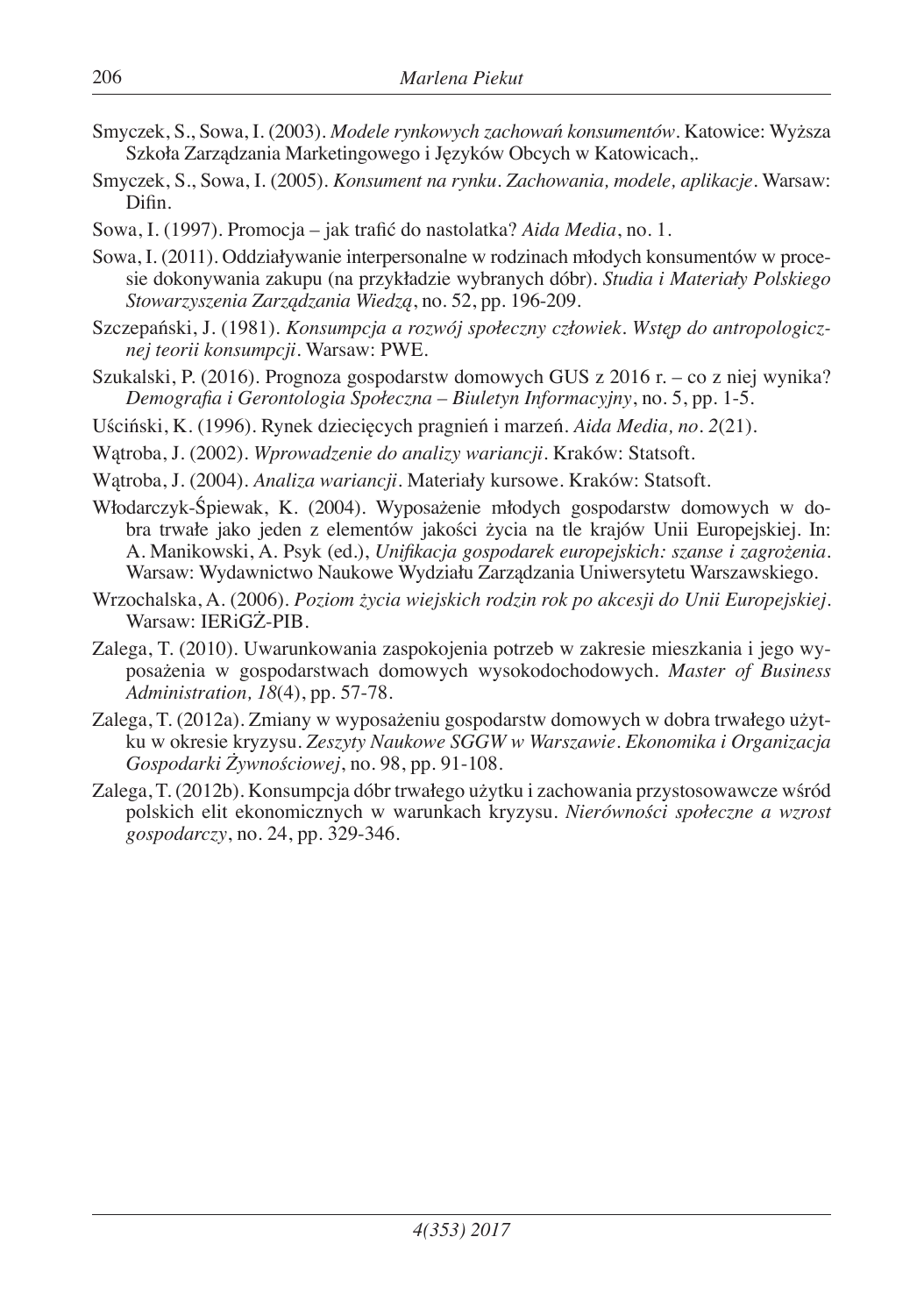Smyczek, S., Sowa, I. (2003). *Modele rynkowych zachowań konsumentów*. Katowice: Wyższa Szkoła Zarządzania Marketingowego i Języków Obcych w Katowicach,.

Smyczek, S., Sowa, I. (2005). *Konsument na rynku. Zachowania, modele, aplikacje*. Warsaw: Difin.

Sowa, I. (1997). Promocja – jak trafić do nastolatka? *Aida Media*, no. 1.

Sowa, I. (2011). Oddziaływanie interpersonalne w rodzinach młodych konsumentów w procesie dokonywania zakupu (na przykładzie wybranych dóbr). *Studia i Materiały Polskiego Stowarzyszenia Zarządzania Wiedzą*, no. 52, pp. 196-209.

Szczepański, J. (1981). *Konsumpcja a rozwój społeczny człowiek. Wstęp do antropologicznej teorii konsumpcji*. Warsaw: PWE.

Szukalski, P. (2016). Prognoza gospodarstw domowych GUS z 2016 r. – co z niej wynika? *Demografia i Gerontologia Społeczna – Biuletyn Informacyjny*, no. 5, pp. 1-5.

Uściński, K. (1996). Rynek dziecięcych pragnień i marzeń. *Aida Media, no. 2*(21).

Wątroba, J. (2002). *Wprowadzenie do analizy wariancji*. Kraków: Statsoft.

Wątroba, J. (2004). *Analiza wariancji*. Materiały kursowe. Kraków: Statsoft.

Włodarczyk-Śpiewak, K. (2004). Wyposażenie młodych gospodarstw domowych w dobra trwałe jako jeden z elementów jakości życia na tle krajów Unii Europejskiej. In: A. Manikowski, A. Psyk (ed.), *Unifikacja gospodarek europejskich: szanse i zagrożenia*. Warsaw: Wydawnictwo Naukowe Wydziału Zarządzania Uniwersytetu Warszawskiego.

Wrzochalska, A. (2006). *Poziom życia wiejskich rodzin rok po akcesji do Unii Europejskiej*. Warsaw: IERiGŻ-PIB.

Zalega, T. (2010). Uwarunkowania zaspokojenia potrzeb w zakresie mieszkania i jego wyposażenia w gospodarstwach domowych wysokodochodowych. *Master of Business Administration, 18*(4), pp. 57-78.

Zalega, T. (2012a). Zmiany w wyposażeniu gospodarstw domowych w dobra trwałego użytku w okresie kryzysu. *Zeszyty Naukowe SGGW w Warszawie. Ekonomika i Organizacja Gospodarki Żywnościowej*, no. 98, pp. 91-108.

Zalega, T. (2012b). Konsumpcja dóbr trwałego użytku i zachowania przystosowawcze wśród polskich elit ekonomicznych w warunkach kryzysu. *Nierówności społeczne a wzrost gospodarczy*, no. 24, pp. 329-346.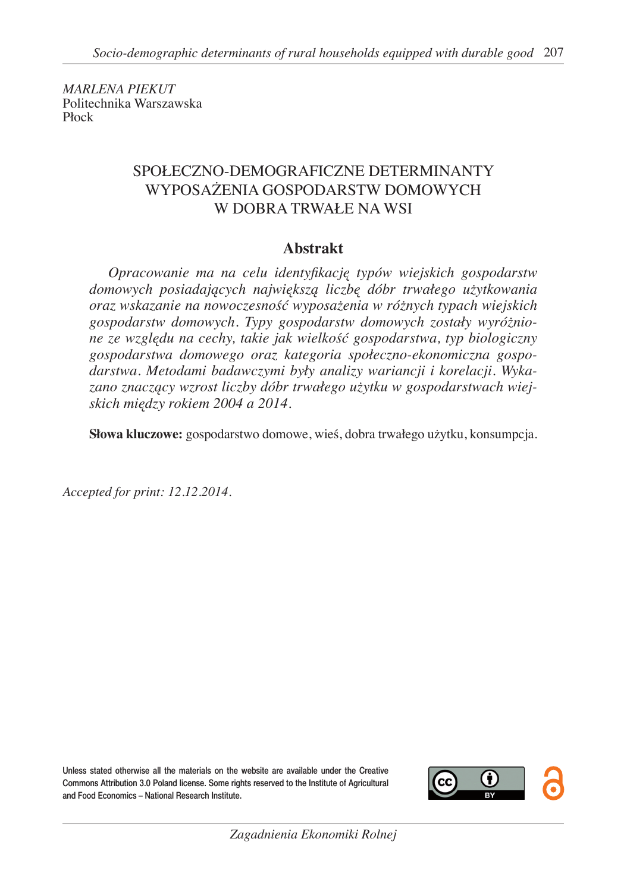*MARLENA PIEKUT*
Politechnika Warszawska
Płock

# SPOŁECZNO-DEMOGRAFICZNE DETERMINANTY WYPOSAŻENIA GOSPODARSTW DOMOWYCH W DOBRA TRWAŁE NA WSI

## Abstrakt

*Opracowanie ma na celu identyfikację typów wiejskich gospodarstw domowych posiadających największą liczbę dóbr trwałego użytkowania oraz wskazanie na nowoczesność wyposażenia w różnych typach wiejskich gospodarstw domowych. Typy gospodarstw domowych zostały wyróżnione ze względu na cechy, takie jak wielkość gospodarstwa, typ biologiczny gospodarstwa domowego oraz kategoria społeczno-ekonomiczna gospodarstwa. Metodami badawczymi były analizy wariancji i korelacji. Wykazano znaczący wzrost liczby dóbr trwałego użytku w gospodarstwach wiejskich między rokiem 2004 a 2014.*

**Słowa kluczowe:** gospodarstwo domowe, wieś, dobra trwałego użytku, konsumpcja.

*Accepted for print: 12.12.2014.*

Unless stated otherwise all the materials on the website are available under the Creative Commons Attribution 3.0 Poland license. Some rights reserved to the Institute of Agricultural and Food Economics – National Research Institute.